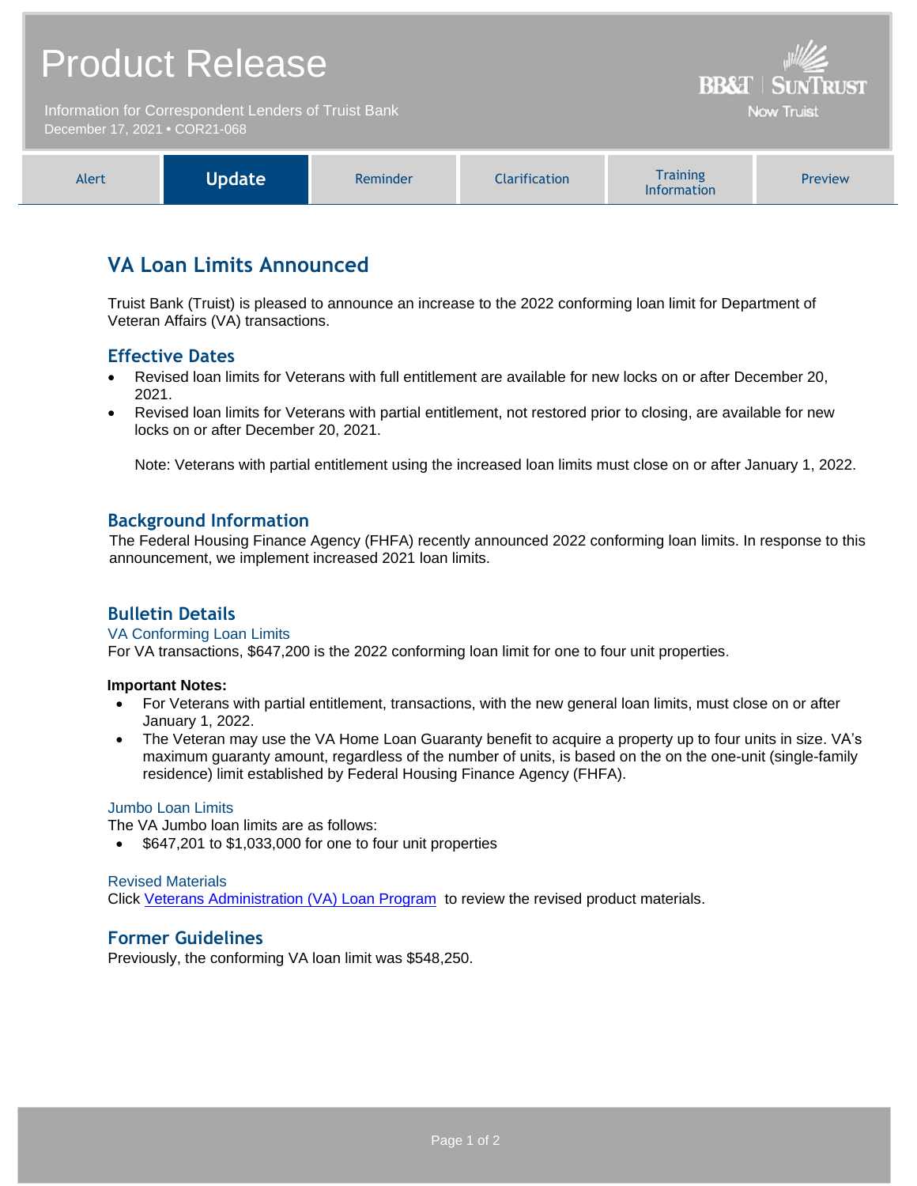# Product Release

Information for Correspondent Lenders of Truist Bank
December 17, 2021 • COR21-068

BB&T | SunTrust
Now Truist

| Alert | **Update** | Reminder | Clarification | Training Information | Preview |
|---|---|---|---|---|---|

## VA Loan Limits Announced

Truist Bank (Truist) is pleased to announce an increase to the 2022 conforming loan limit for Department of Veteran Affairs (VA) transactions.

### Effective Dates

- Revised loan limits for Veterans with full entitlement are available for new locks on or after December 20, 2021.
- Revised loan limits for Veterans with partial entitlement, not restored prior to closing, are available for new locks on or after December 20, 2021.

  Note: Veterans with partial entitlement using the increased loan limits must close on or after January 1, 2022.

### Background Information

The Federal Housing Finance Agency (FHFA) recently announced 2022 conforming loan limits. In response to this announcement, we implement increased 2021 loan limits.

### Bulletin Details

#### VA Conforming Loan Limits

For VA transactions, $647,200 is the 2022 conforming loan limit for one to four unit properties.

**Important Notes:**

- For Veterans with partial entitlement, transactions, with the new general loan limits, must close on or after January 1, 2022.
- The Veteran may use the VA Home Loan Guaranty benefit to acquire a property up to four units in size. VA's maximum guaranty amount, regardless of the number of units, is based on the on the one-unit (single-family residence) limit established by Federal Housing Finance Agency (FHFA).

#### Jumbo Loan Limits

The VA Jumbo loan limits are as follows:

- $647,201 to $1,033,000 for one to four unit properties

#### Revised Materials

Click Veterans Administration (VA) Loan Program to review the revised product materials.

### Former Guidelines

Previously, the conforming VA loan limit was $548,250.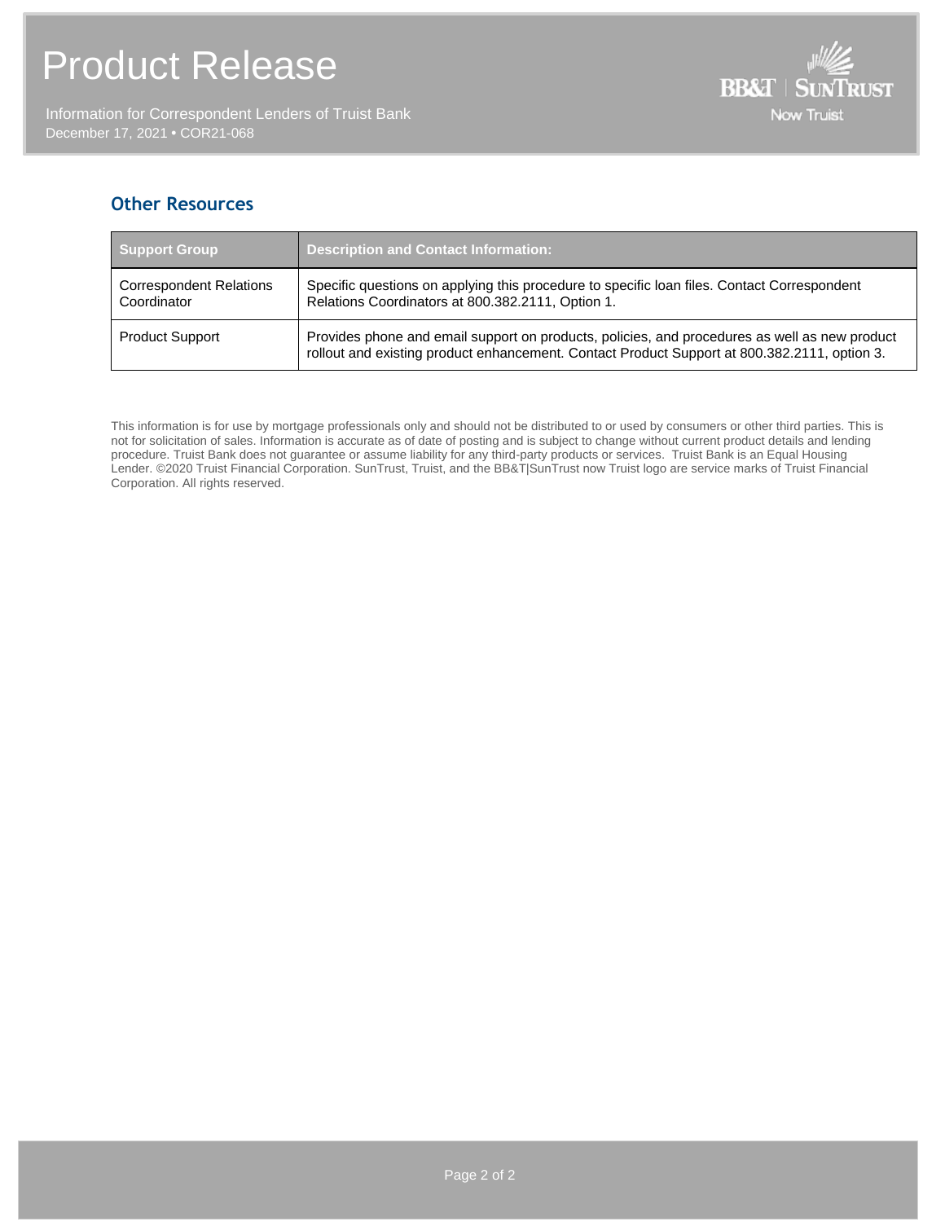## Other Resources

| Support Group | Description and Contact Information: |
|---|---|
| Correspondent Relations Coordinator | Specific questions on applying this procedure to specific loan files. Contact Correspondent Relations Coordinators at 800.382.2111, Option 1. |
| Product Support | Provides phone and email support on products, policies, and procedures as well as new product rollout and existing product enhancement. Contact Product Support at 800.382.2111, option 3. |

This information is for use by mortgage professionals only and should not be distributed to or used by consumers or other third parties. This is not for solicitation of sales. Information is accurate as of date of posting and is subject to change without current product details and lending procedure. Truist Bank does not guarantee or assume liability for any third-party products or services. Truist Bank is an Equal Housing Lender. ©2020 Truist Financial Corporation. SunTrust, Truist, and the BB&T|SunTrust now Truist logo are service marks of Truist Financial Corporation. All rights reserved.